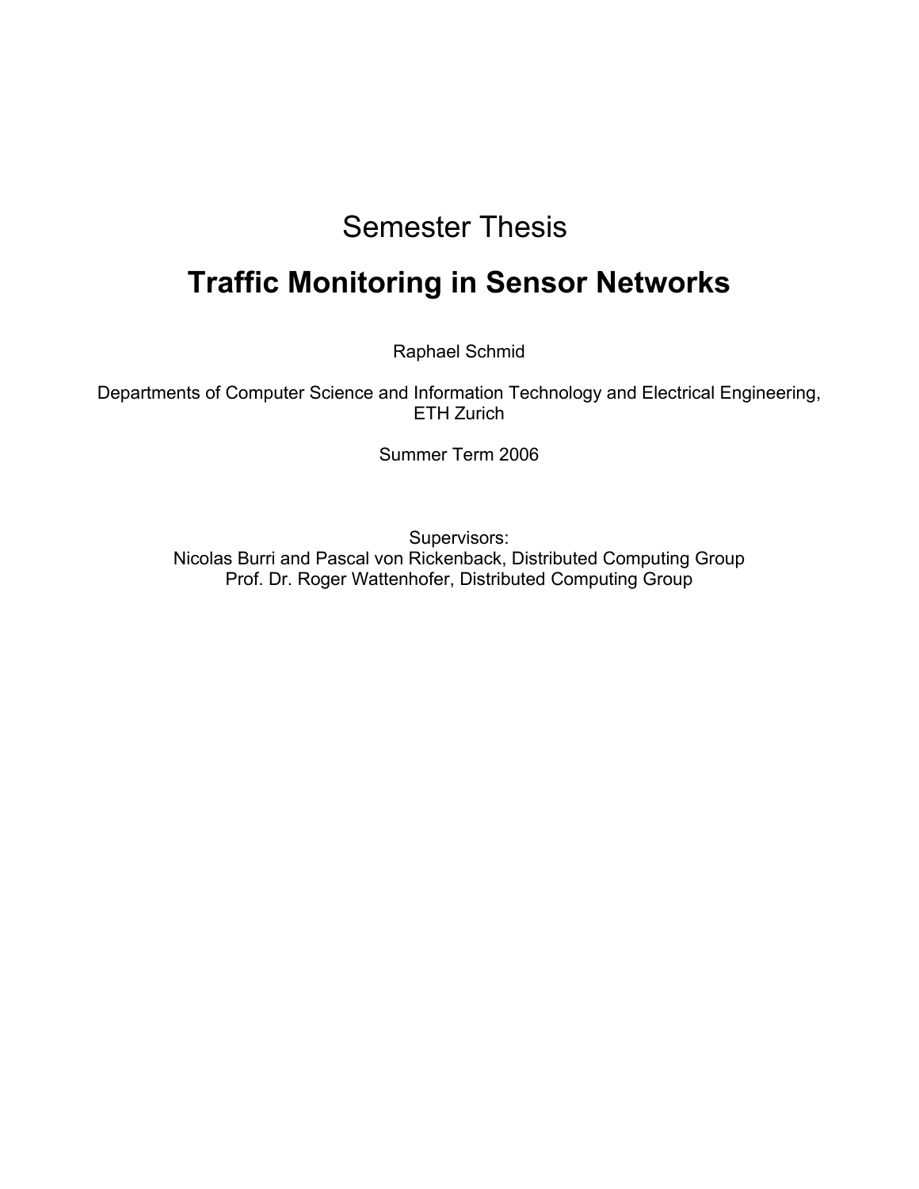Semester Thesis

# Traffic Monitoring in Sensor Networks

Raphael Schmid

Departments of Computer Science and Information Technology and Electrical Engineering,
ETH Zurich

Summer Term 2006

Supervisors:
Nicolas Burri and Pascal von Rickenback, Distributed Computing Group
Prof. Dr. Roger Wattenhofer, Distributed Computing Group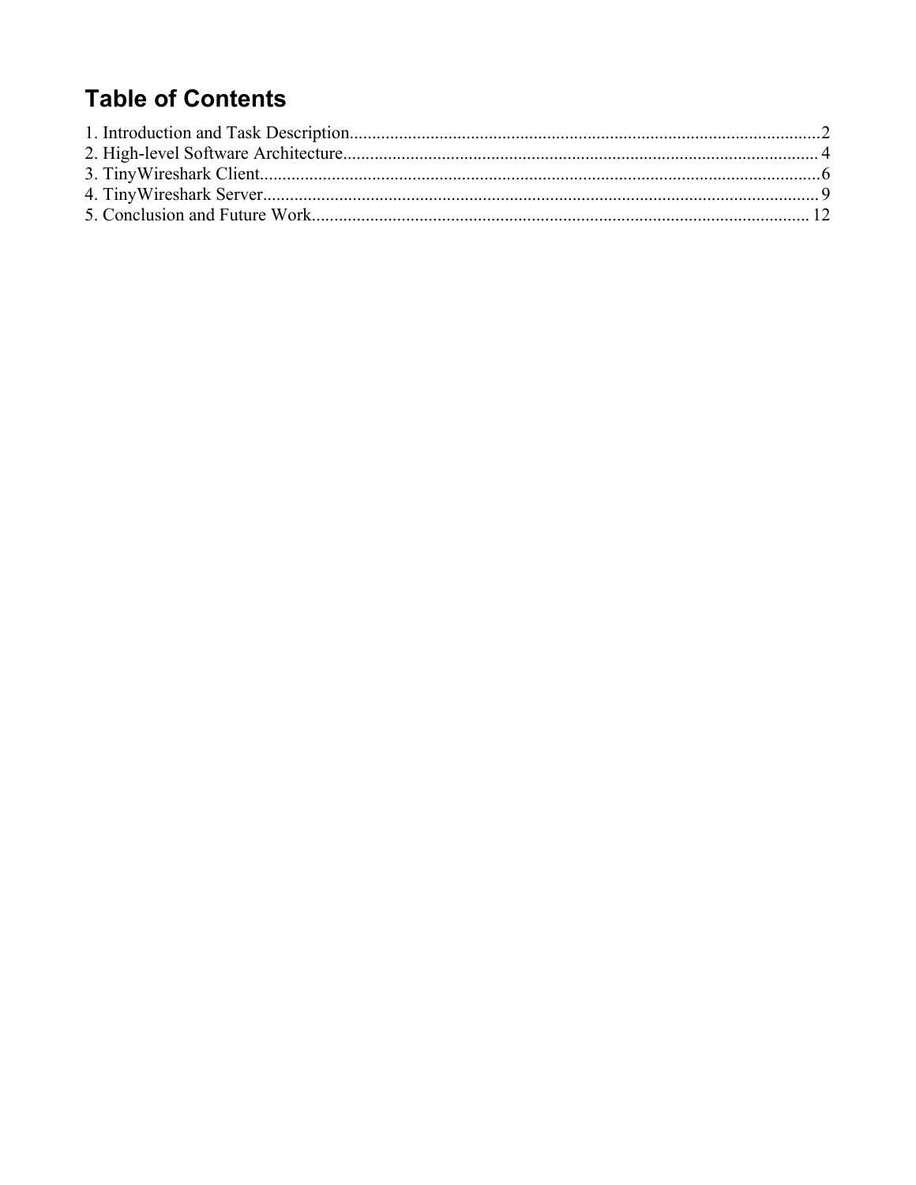# Table of Contents

1. Introduction and Task Description........................................................................................................2
2. High-level Software Architecture......................................................................................................... 4
3. TinyWireshark Client............................................................................................................................6
4. TinyWireshark Server........................................................................................................................... 9
5. Conclusion and Future Work............................................................................................................... 12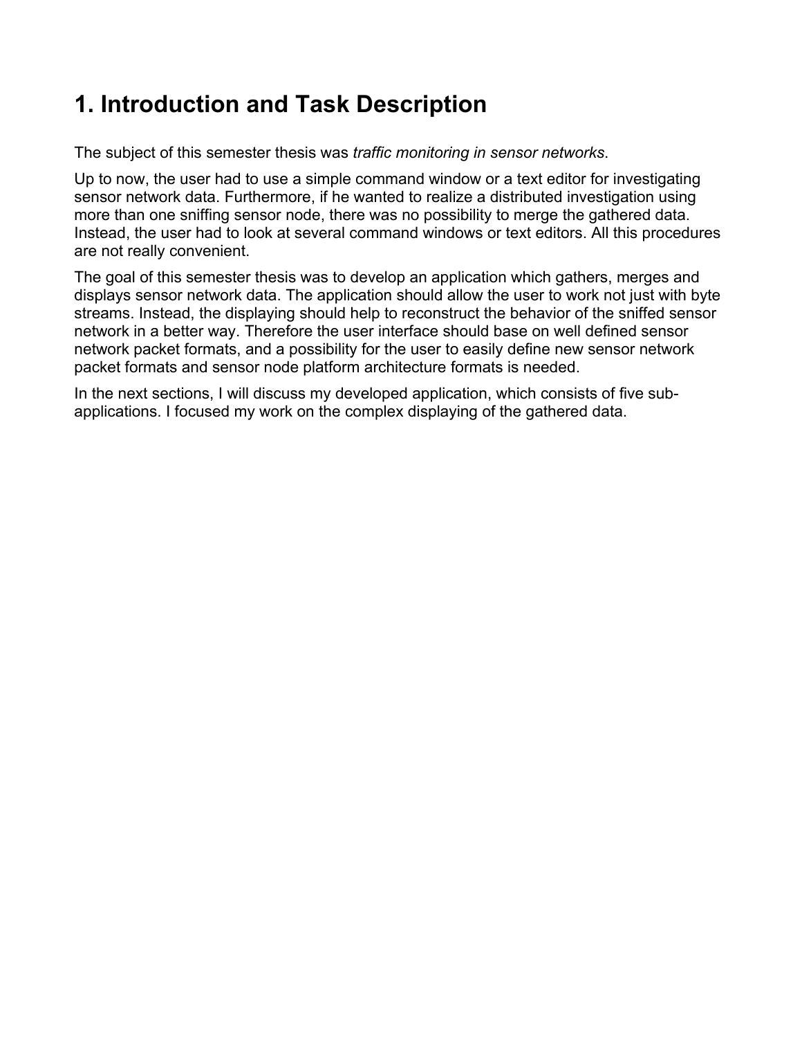# 1. Introduction and Task Description

The subject of this semester thesis was *traffic monitoring in sensor networks*.

Up to now, the user had to use a simple command window or a text editor for investigating sensor network data. Furthermore, if he wanted to realize a distributed investigation using more than one sniffing sensor node, there was no possibility to merge the gathered data. Instead, the user had to look at several command windows or text editors. All this procedures are not really convenient.

The goal of this semester thesis was to develop an application which gathers, merges and displays sensor network data. The application should allow the user to work not just with byte streams. Instead, the displaying should help to reconstruct the behavior of the sniffed sensor network in a better way. Therefore the user interface should base on well defined sensor network packet formats, and a possibility for the user to easily define new sensor network packet formats and sensor node platform architecture formats is needed.

In the next sections, I will discuss my developed application, which consists of five sub-applications. I focused my work on the complex displaying of the gathered data.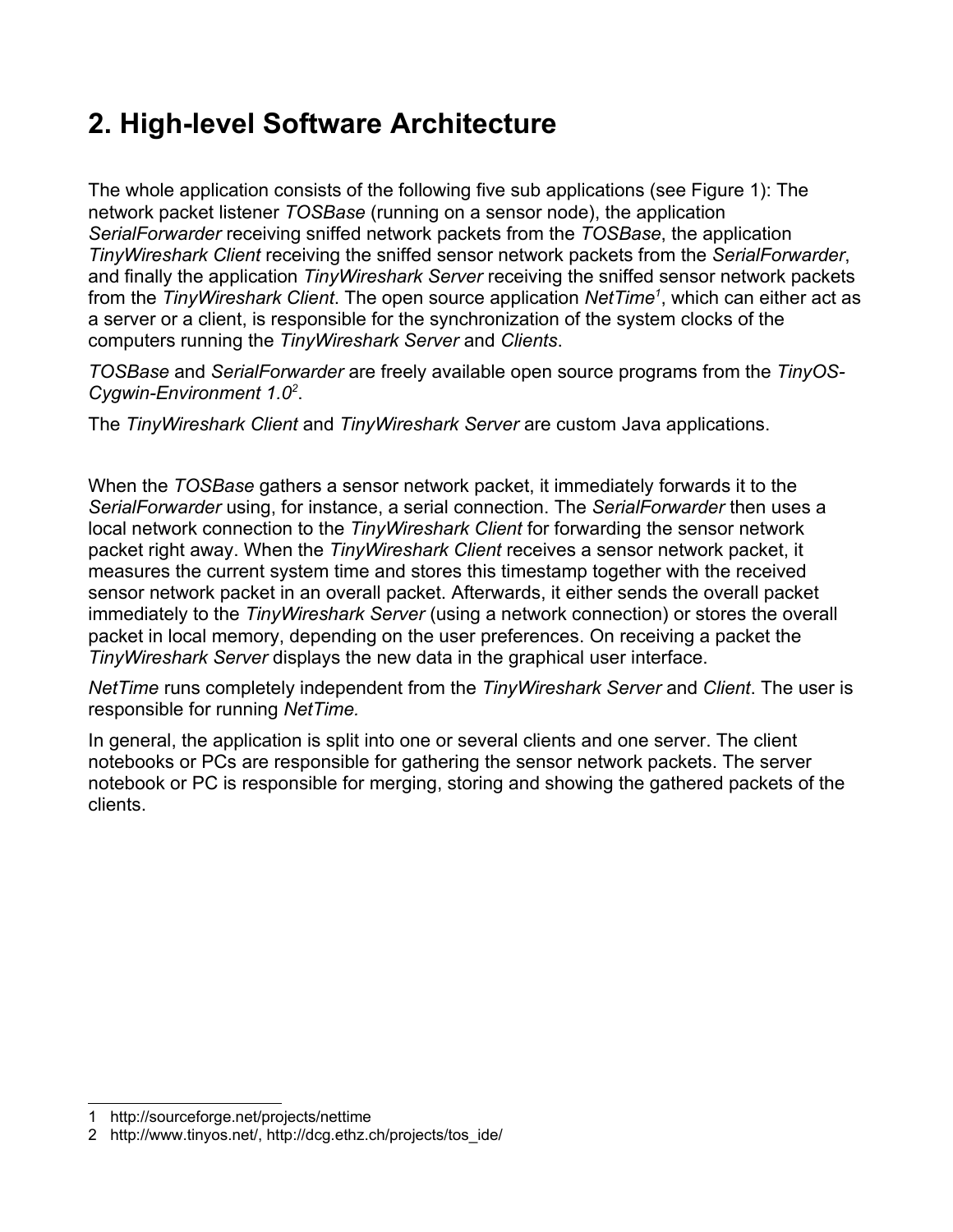# 2. High-level Software Architecture

The whole application consists of the following five sub applications (see Figure 1): The network packet listener *TOSBase* (running on a sensor node), the application *SerialForwarder* receiving sniffed network packets from the *TOSBase*, the application *TinyWireshark Client* receiving the sniffed sensor network packets from the *SerialForwarder*, and finally the application *TinyWireshark Server* receiving the sniffed sensor network packets from the *TinyWireshark Client*. The open source application *NetTime*[1], which can either act as a server or a client, is responsible for the synchronization of the system clocks of the computers running the *TinyWireshark Server* and *Clients*.

*TOSBase* and *SerialForwarder* are freely available open source programs from the *TinyOS-Cygwin-Environment 1.0*[2].

The *TinyWireshark Client* and *TinyWireshark Server* are custom Java applications.

When the *TOSBase* gathers a sensor network packet, it immediately forwards it to the *SerialForwarder* using, for instance, a serial connection. The *SerialForwarder* then uses a local network connection to the *TinyWireshark Client* for forwarding the sensor network packet right away. When the *TinyWireshark Client* receives a sensor network packet, it measures the current system time and stores this timestamp together with the received sensor network packet in an overall packet. Afterwards, it either sends the overall packet immediately to the *TinyWireshark Server* (using a network connection) or stores the overall packet in local memory, depending on the user preferences. On receiving a packet the *TinyWireshark Server* displays the new data in the graphical user interface.

*NetTime* runs completely independent from the *TinyWireshark Server* and *Client*. The user is responsible for running *NetTime.*

In general, the application is split into one or several clients and one server. The client notebooks or PCs are responsible for gathering the sensor network packets. The server notebook or PC is responsible for merging, storing and showing the gathered packets of the clients.

1 http://sourceforge.net/projects/nettime

2 http://www.tinyos.net/, http://dcg.ethz.ch/projects/tos_ide/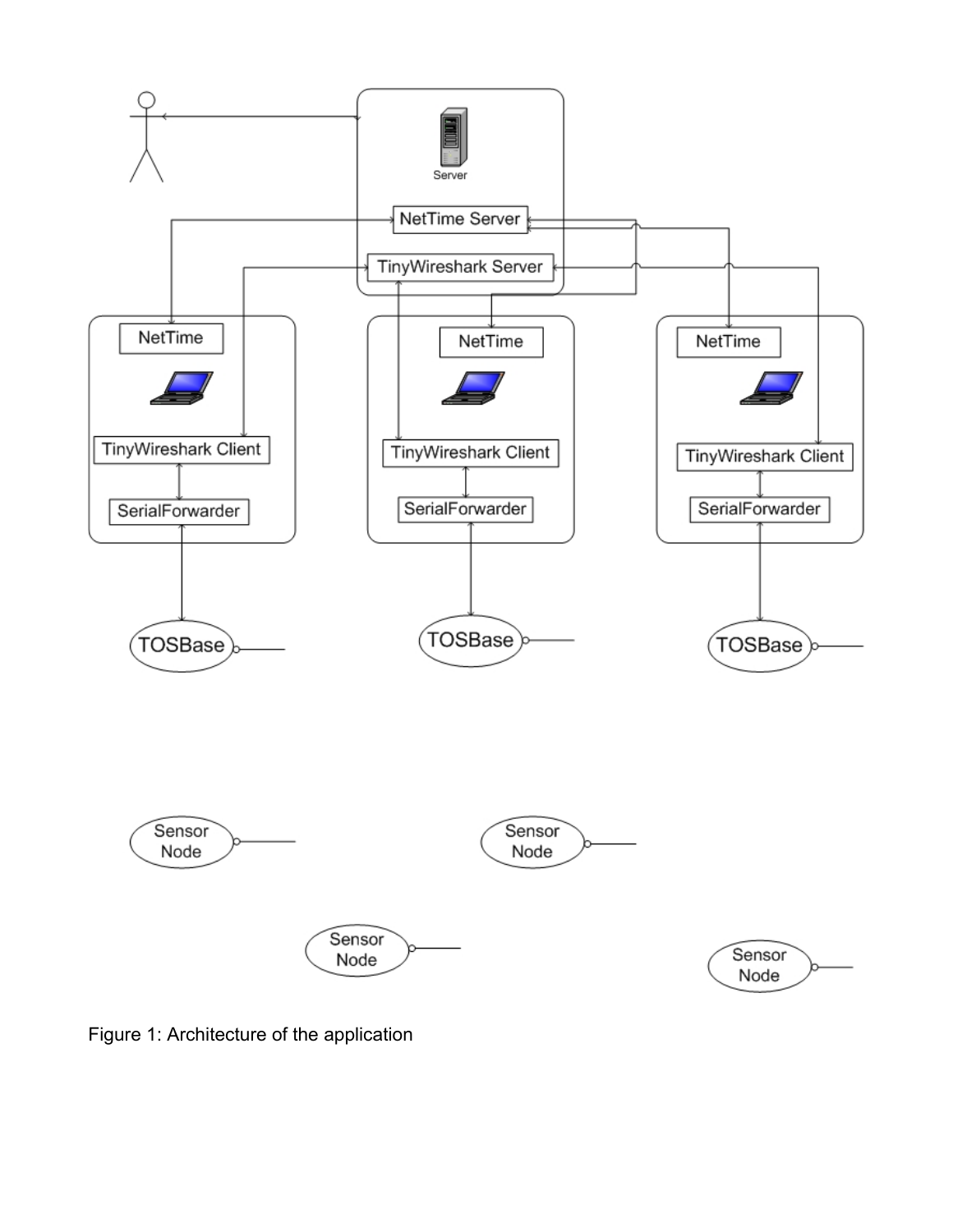Figure 1: Architecture of the application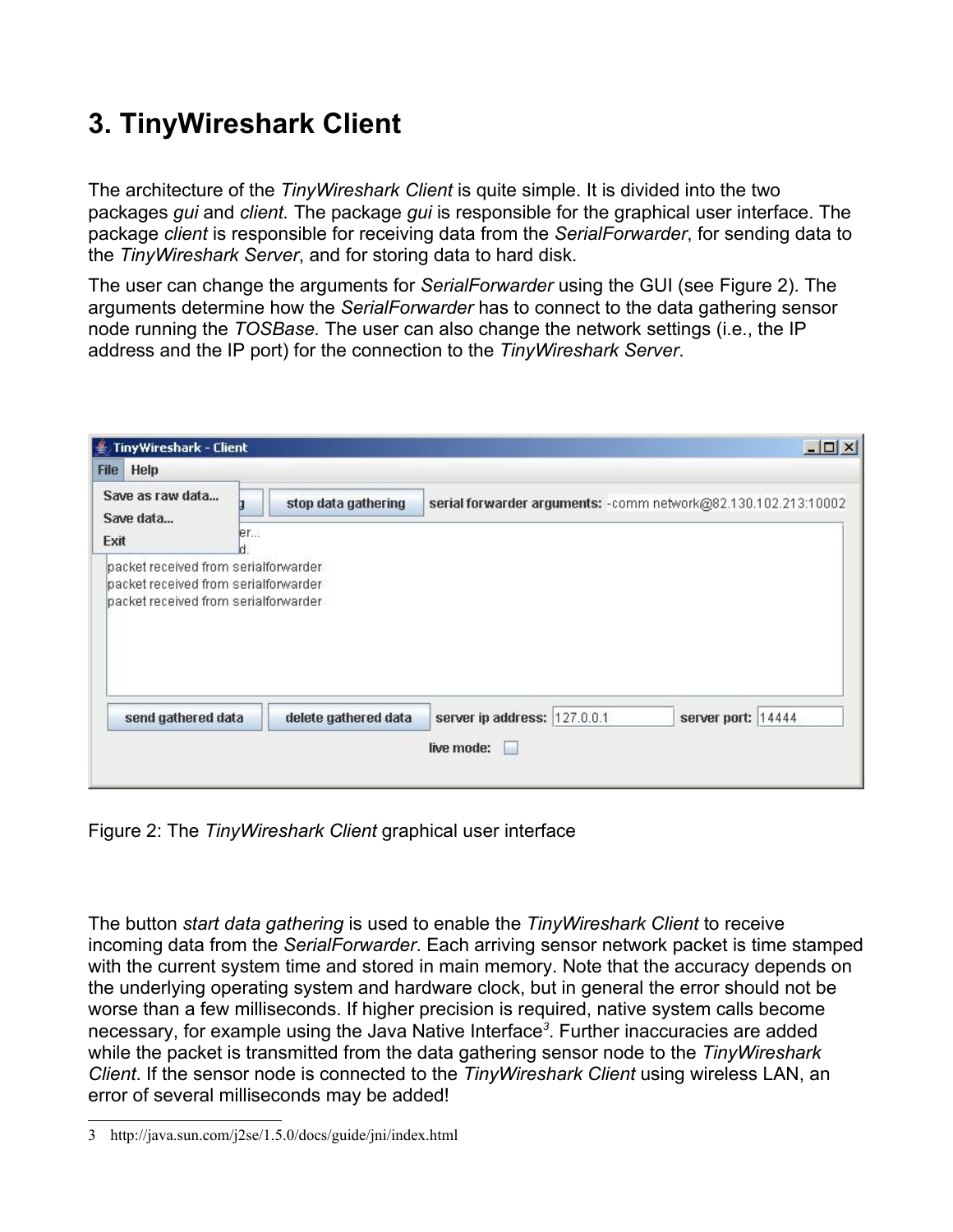# 3. TinyWireshark Client

The architecture of the *TinyWireshark Client* is quite simple. It is divided into the two packages *gui* and *client.* The package *gui* is responsible for the graphical user interface. The package *client* is responsible for receiving data from the *SerialForwarder*, for sending data to the *TinyWireshark Server*, and for storing data to hard disk.

The user can change the arguments for *SerialForwarder* using the GUI (see Figure 2). The arguments determine how the *SerialForwarder* has to connect to the data gathering sensor node running the *TOSBase.* The user can also change the network settings (i.e., the IP address and the IP port) for the connection to the *TinyWireshark Server*.

Figure 2: The *TinyWireshark Client* graphical user interface

The button *start data gathering* is used to enable the *TinyWireshark Client* to receive incoming data from the *SerialForwarder*. Each arriving sensor network packet is time stamped with the current system time and stored in main memory. Note that the accuracy depends on the underlying operating system and hardware clock, but in general the error should not be worse than a few milliseconds. If higher precision is required, native system calls become necessary, for example using the Java Native Interface[3]. Further inaccuracies are added while the packet is transmitted from the data gathering sensor node to the *TinyWireshark Client*. If the sensor node is connected to the *TinyWireshark Client* using wireless LAN, an error of several milliseconds may be added!

3 http://java.sun.com/j2se/1.5.0/docs/guide/jni/index.html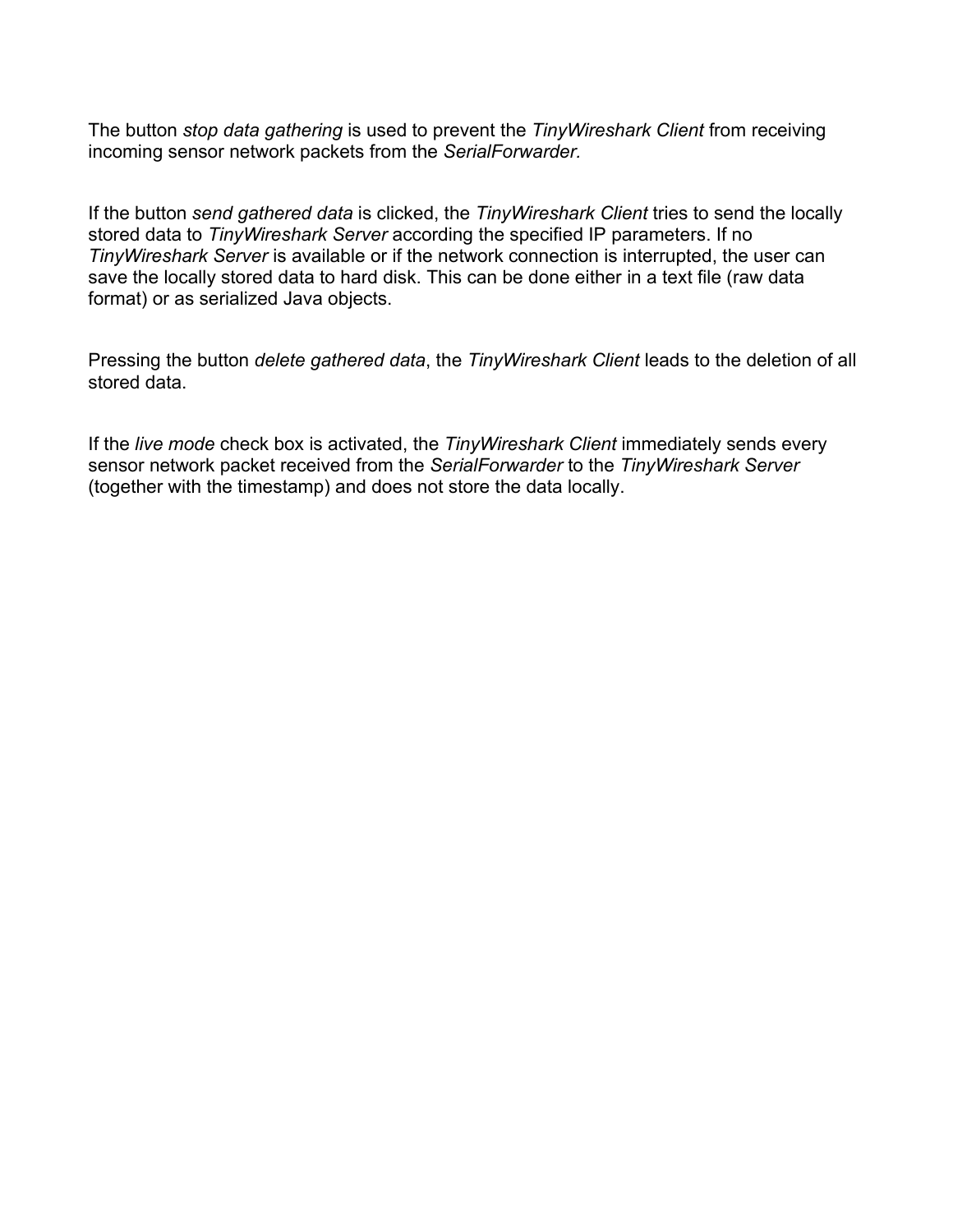The button *stop data gathering* is used to prevent the *TinyWireshark Client* from receiving incoming sensor network packets from the *SerialForwarder.*

If the button *send gathered data* is clicked, the *TinyWireshark Client* tries to send the locally stored data to *TinyWireshark Server* according the specified IP parameters. If no *TinyWireshark Server* is available or if the network connection is interrupted, the user can save the locally stored data to hard disk. This can be done either in a text file (raw data format) or as serialized Java objects.

Pressing the button *delete gathered data*, the *TinyWireshark Client* leads to the deletion of all stored data.

If the *live mode* check box is activated, the *TinyWireshark Client* immediately sends every sensor network packet received from the *SerialForwarder* to the *TinyWireshark Server* (together with the timestamp) and does not store the data locally.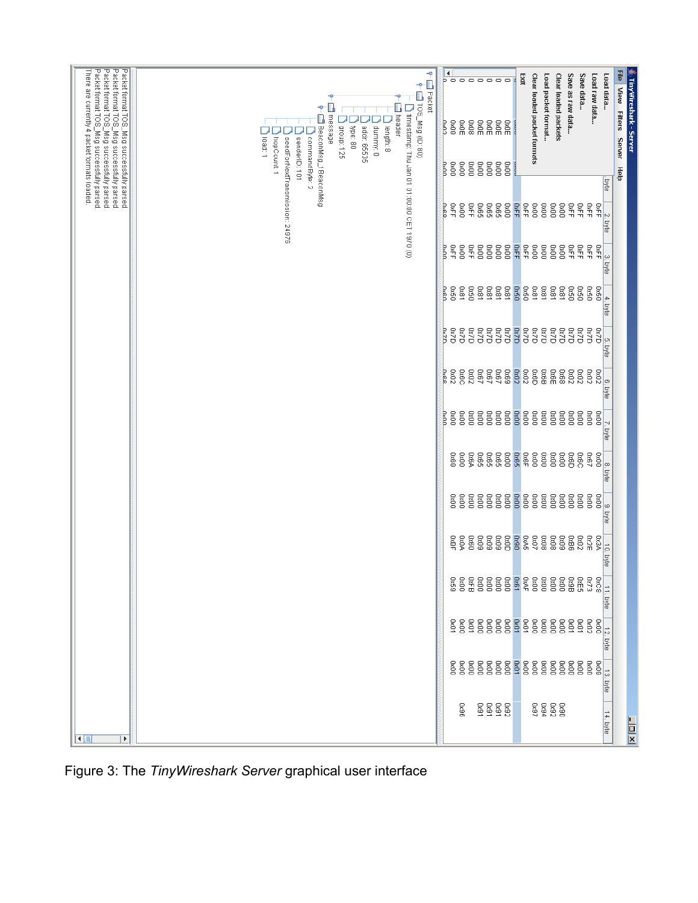Figure 3: The *TinyWireshark Server* graphical user interface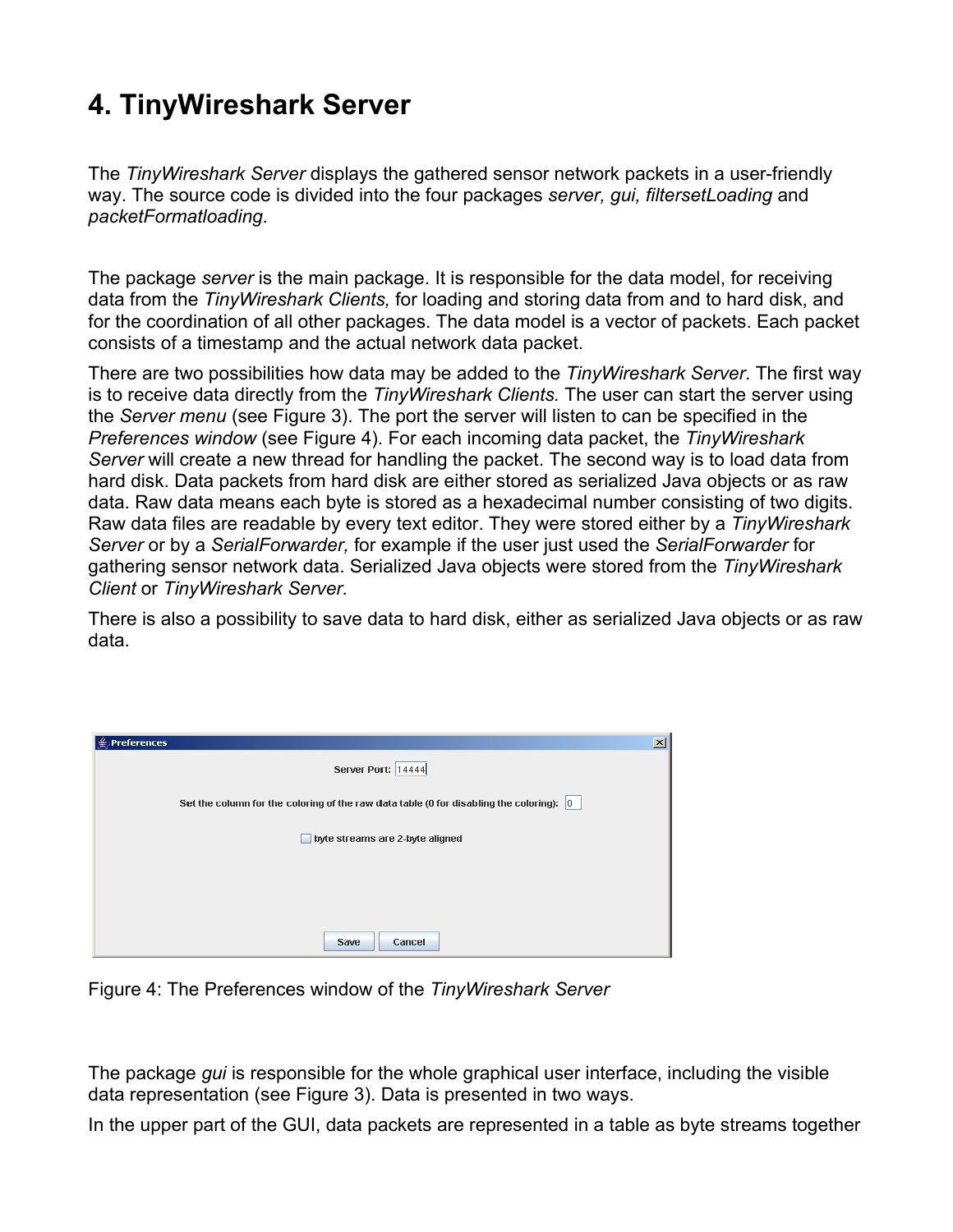# 4. TinyWireshark Server

The *TinyWireshark Server* displays the gathered sensor network packets in a user-friendly way. The source code is divided into the four packages *server, gui, filtersetLoading* and *packetFormatloading*.

The package *server* is the main package. It is responsible for the data model, for receiving data from the *TinyWireshark Clients,* for loading and storing data from and to hard disk, and for the coordination of all other packages. The data model is a vector of packets. Each packet consists of a timestamp and the actual network data packet.

There are two possibilities how data may be added to the *TinyWireshark Server*. The first way is to receive data directly from the *TinyWireshark Clients.* The user can start the server using the *Server menu* (see Figure 3). The port the server will listen to can be specified in the *Preferences window* (see Figure 4). For each incoming data packet, the *TinyWireshark Server* will create a new thread for handling the packet. The second way is to load data from hard disk. Data packets from hard disk are either stored as serialized Java objects or as raw data. Raw data means each byte is stored as a hexadecimal number consisting of two digits. Raw data files are readable by every text editor. They were stored either by a *TinyWireshark Server* or by a *SerialForwarder,* for example if the user just used the *SerialForwarder* for gathering sensor network data. Serialized Java objects were stored from the *TinyWireshark Client* or *TinyWireshark Server.*

There is also a possibility to save data to hard disk, either as serialized Java objects or as raw data.

Figure 4: The Preferences window of the *TinyWireshark Server*

The package *gui* is responsible for the whole graphical user interface, including the visible data representation (see Figure 3). Data is presented in two ways.

In the upper part of the GUI, data packets are represented in a table as byte streams together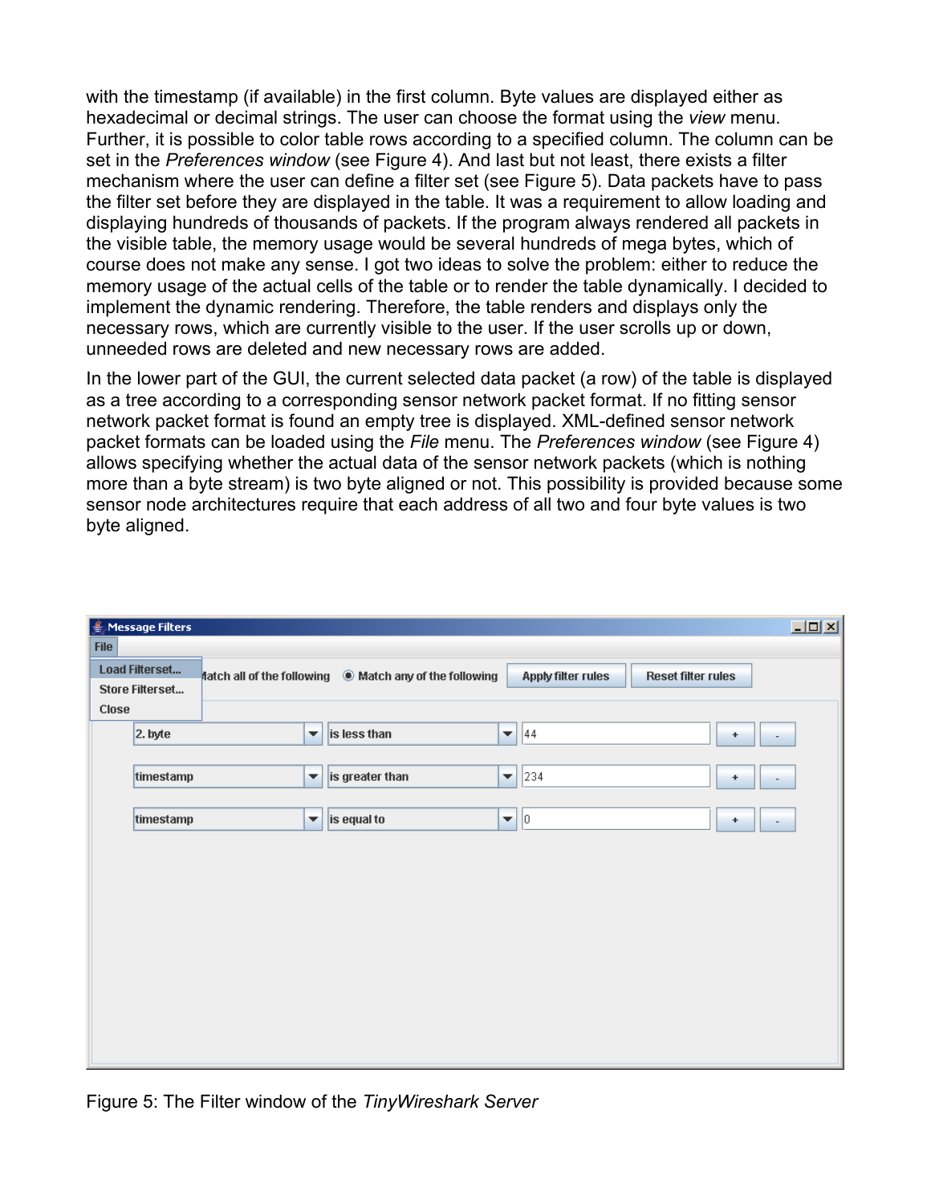with the timestamp (if available) in the first column. Byte values are displayed either as hexadecimal or decimal strings. The user can choose the format using the *view* menu. Further, it is possible to color table rows according to a specified column. The column can be set in the *Preferences window* (see Figure 4). And last but not least, there exists a filter mechanism where the user can define a filter set (see Figure 5). Data packets have to pass the filter set before they are displayed in the table. It was a requirement to allow loading and displaying hundreds of thousands of packets. If the program always rendered all packets in the visible table, the memory usage would be several hundreds of mega bytes, which of course does not make any sense. I got two ideas to solve the problem: either to reduce the memory usage of the actual cells of the table or to render the table dynamically. I decided to implement the dynamic rendering. Therefore, the table renders and displays only the necessary rows, which are currently visible to the user. If the user scrolls up or down, unneeded rows are deleted and new necessary rows are added.

In the lower part of the GUI, the current selected data packet (a row) of the table is displayed as a tree according to a corresponding sensor network packet format. If no fitting sensor network packet format is found an empty tree is displayed. XML-defined sensor network packet formats can be loaded using the *File* menu. The *Preferences window* (see Figure 4) allows specifying whether the actual data of the sensor network packets (which is nothing more than a byte stream) is two byte aligned or not. This possibility is provided because some sensor node architectures require that each address of all two and four byte values is two byte aligned.

Figure 5: The Filter window of the *TinyWireshark Server*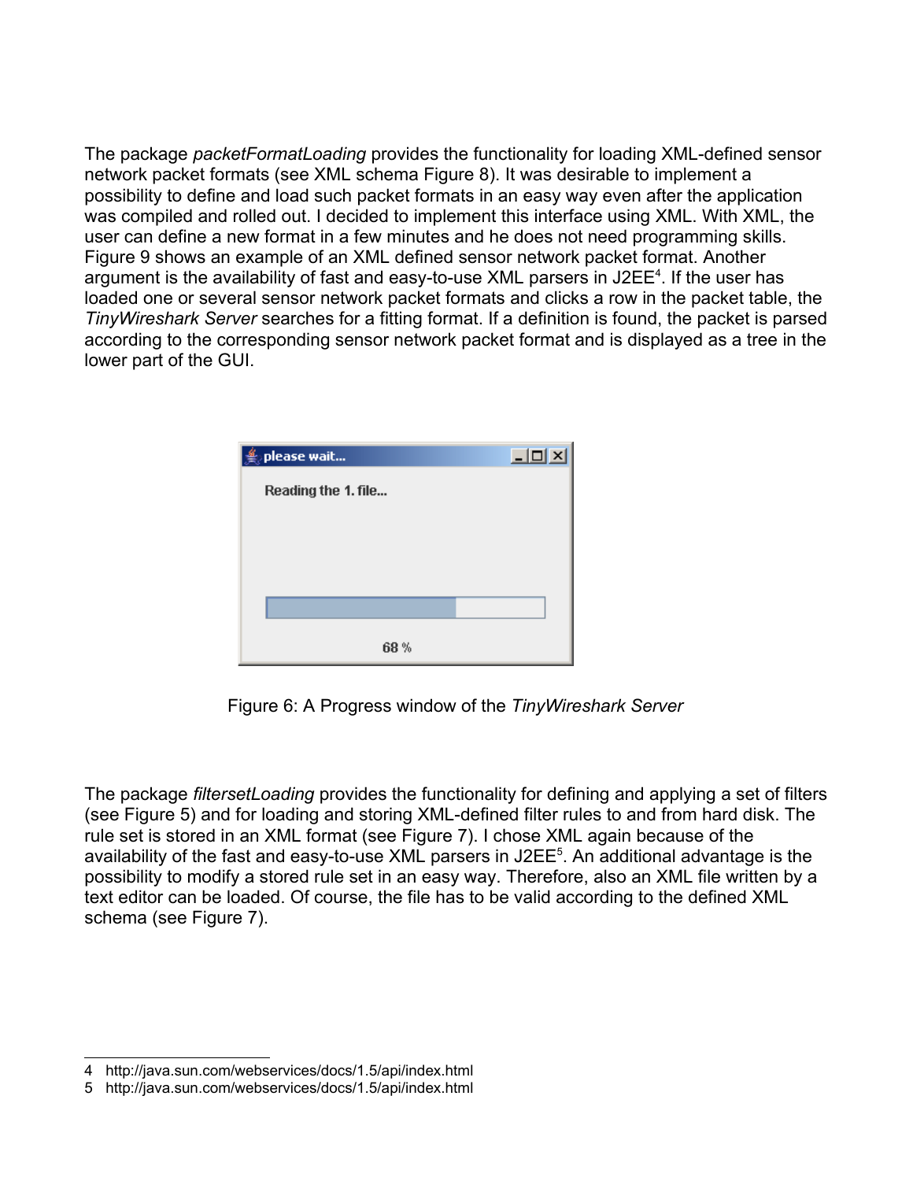The package *packetFormatLoading* provides the functionality for loading XML-defined sensor network packet formats (see XML schema Figure 8). It was desirable to implement a possibility to define and load such packet formats in an easy way even after the application was compiled and rolled out. I decided to implement this interface using XML. With XML, the user can define a new format in a few minutes and he does not need programming skills. Figure 9 shows an example of an XML defined sensor network packet format. Another argument is the availability of fast and easy-to-use XML parsers in J2EE[4]. If the user has loaded one or several sensor network packet formats and clicks a row in the packet table, the *TinyWireshark Server* searches for a fitting format. If a definition is found, the packet is parsed according to the corresponding sensor network packet format and is displayed as a tree in the lower part of the GUI.

Figure 6: A Progress window of the *TinyWireshark Server*

The package *filtersetLoading* provides the functionality for defining and applying a set of filters (see Figure 5) and for loading and storing XML-defined filter rules to and from hard disk. The rule set is stored in an XML format (see Figure 7). I chose XML again because of the availability of the fast and easy-to-use XML parsers in J2EE[5]. An additional advantage is the possibility to modify a stored rule set in an easy way. Therefore, also an XML file written by a text editor can be loaded. Of course, the file has to be valid according to the defined XML schema (see Figure 7).

4 http://java.sun.com/webservices/docs/1.5/api/index.html

5 http://java.sun.com/webservices/docs/1.5/api/index.html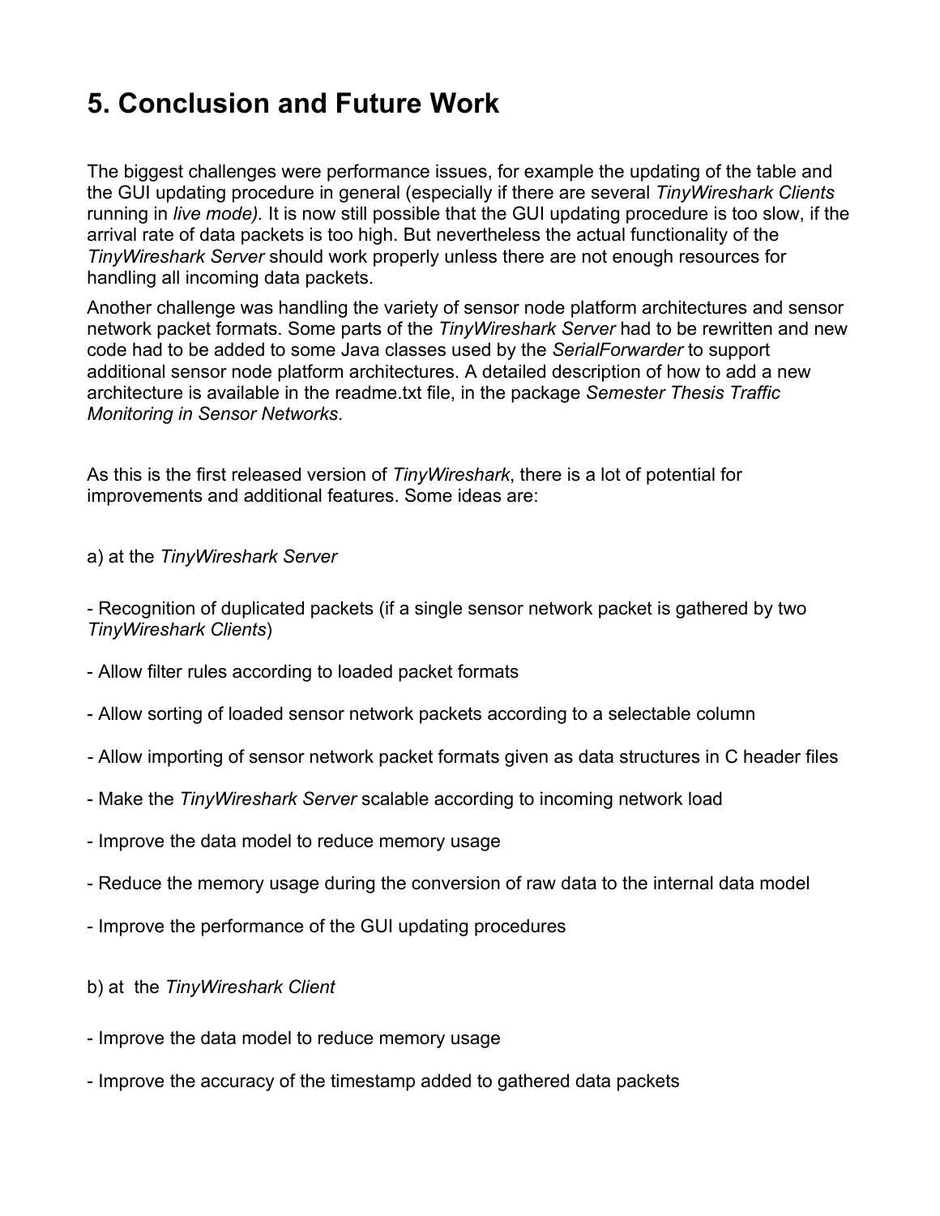# 5. Conclusion and Future Work

The biggest challenges were performance issues, for example the updating of the table and the GUI updating procedure in general (especially if there are several *TinyWireshark Clients* running in *live mode).* It is now still possible that the GUI updating procedure is too slow, if the arrival rate of data packets is too high. But nevertheless the actual functionality of the *TinyWireshark Server* should work properly unless there are not enough resources for handling all incoming data packets.

Another challenge was handling the variety of sensor node platform architectures and sensor network packet formats. Some parts of the *TinyWireshark Server* had to be rewritten and new code had to be added to some Java classes used by the *SerialForwarder* to support additional sensor node platform architectures. A detailed description of how to add a new architecture is available in the readme.txt file, in the package *Semester Thesis Traffic Monitoring in Sensor Networks*.

As this is the first released version of *TinyWireshark*, there is a lot of potential for improvements and additional features. Some ideas are:

a) at the *TinyWireshark Server*

- Recognition of duplicated packets (if a single sensor network packet is gathered by two *TinyWireshark Clients*)
- Allow filter rules according to loaded packet formats
- Allow sorting of loaded sensor network packets according to a selectable column
- Allow importing of sensor network packet formats given as data structures in C header files
- Make the *TinyWireshark Server* scalable according to incoming network load
- Improve the data model to reduce memory usage
- Reduce the memory usage during the conversion of raw data to the internal data model
- Improve the performance of the GUI updating procedures

b) at the *TinyWireshark Client*

- Improve the data model to reduce memory usage
- Improve the accuracy of the timestamp added to gathered data packets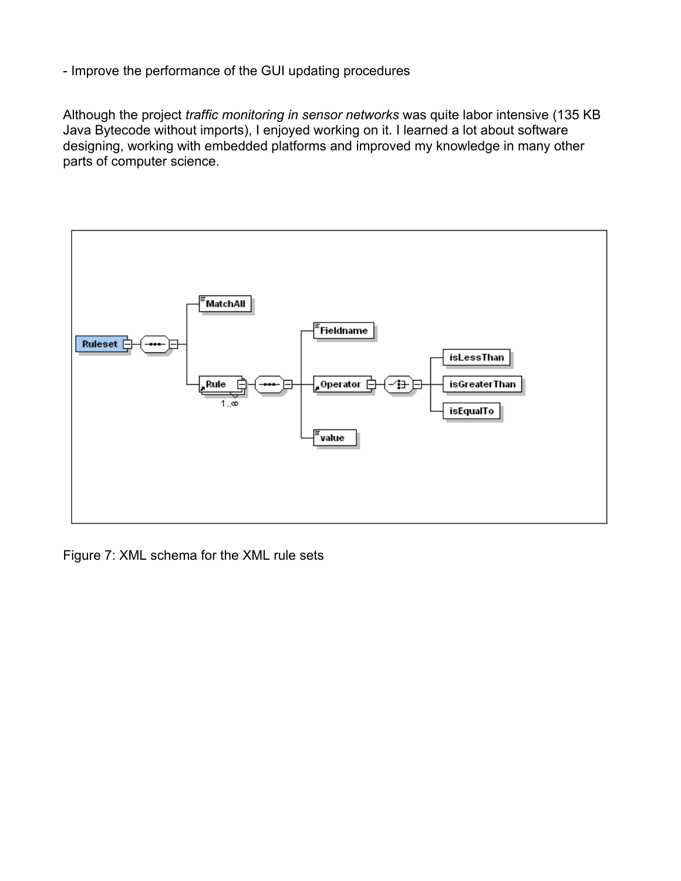- Improve the performance of the GUI updating procedures

Although the project *traffic monitoring in sensor networks* was quite labor intensive (135 KB Java Bytecode without imports), I enjoyed working on it. I learned a lot about software designing, working with embedded platforms and improved my knowledge in many other parts of computer science.

Figure 7: XML schema for the XML rule sets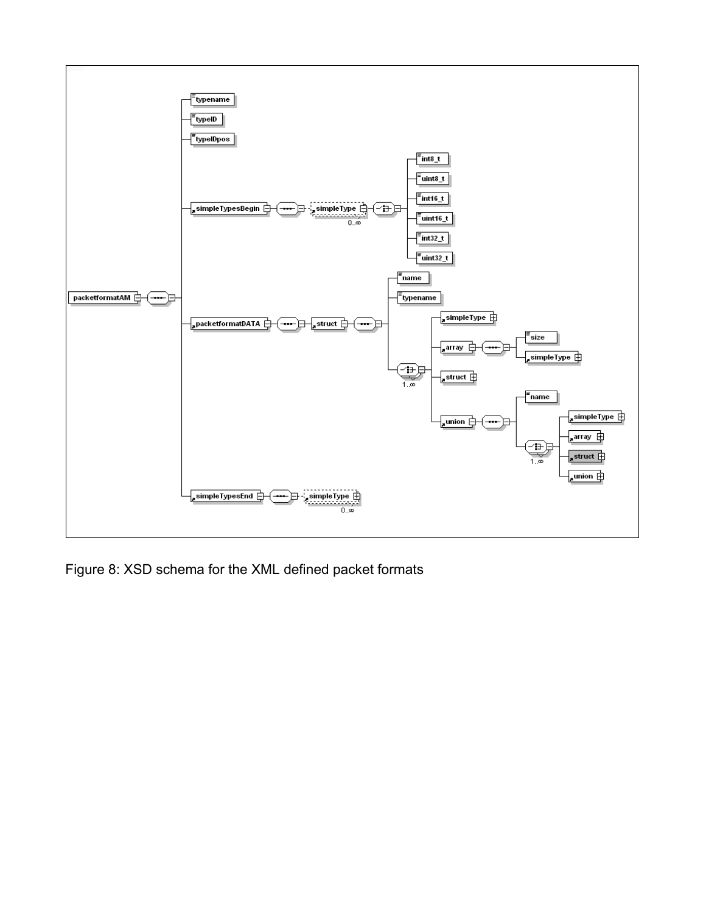Figure 8: XSD schema for the XML defined packet formats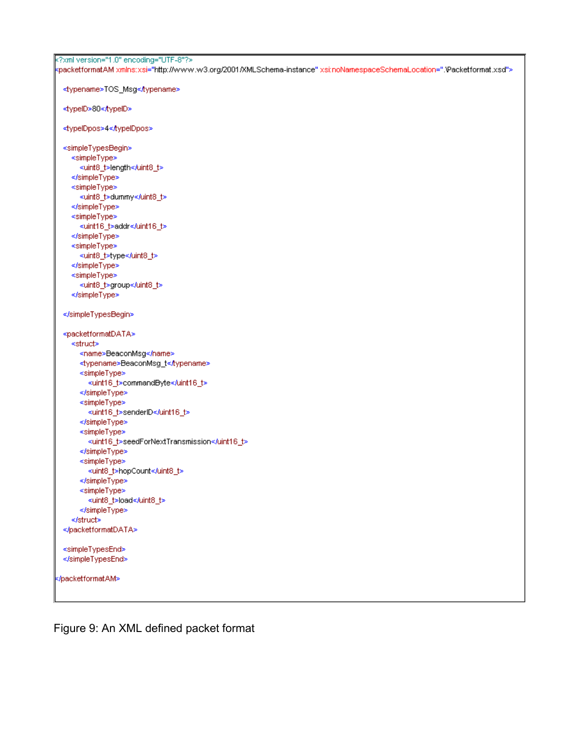```xml
<?xml version="1.0" encoding="UTF-8"?>
<packetformatAM xmlns:xsi="http://www.w3.org/2001/XMLSchema-instance" xsi:noNamespaceSchemaLocation=".\Packetformat.xsd">

  <typename>TOS_Msg</typename>

  <typeID>80</typeID>

  <typeIDpos>4</typeIDpos>

  <simpleTypesBegin>
    <simpleType>
      <uint8_t>length</uint8_t>
    </simpleType>
    <simpleType>
      <uint8_t>dummy</uint8_t>
    </simpleType>
    <simpleType>
      <uint16_t>addr</uint16_t>
    </simpleType>
    <simpleType>
      <uint8_t>type</uint8_t>
    </simpleType>
    <simpleType>
      <uint8_t>group</uint8_t>
    </simpleType>

  </simpleTypesBegin>

  <packetformatDATA>
    <struct>
      <name>BeaconMsg</name>
      <typename>BeaconMsg_t</typename>
      <simpleType>
        <uint16_t>commandByte</uint16_t>
      </simpleType>
      <simpleType>
        <uint16_t>senderID</uint16_t>
      </simpleType>
      <simpleType>
        <uint16_t>seedForNextTransmission</uint16_t>
      </simpleType>
      <simpleType>
        <uint8_t>hopCount</uint8_t>
      </simpleType>
      <simpleType>
        <uint8_t>load</uint8_t>
      </simpleType>
    </struct>
  </packetformatDATA>

  <simpleTypesEnd>
  </simpleTypesEnd>

</packetformatAM>
```

Figure 9: An XML defined packet format